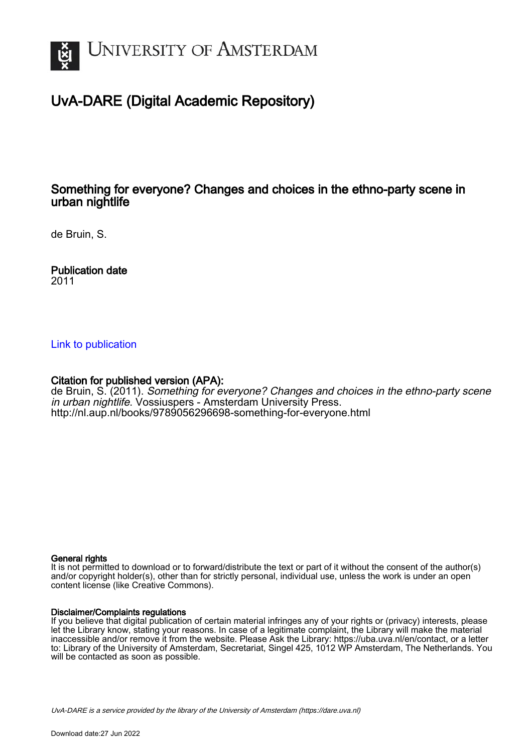UNIVERSITY OF AMSTERDAM

# UvA-DARE (Digital Academic Repository)

## Something for everyone? Changes and choices in the ethno-party scene in urban nightlife

de Bruin, S.

**Publication date**
2011

Link to publication

**Citation for published version (APA):**
de Bruin, S. (2011). *Something for everyone? Changes and choices in the ethno-party scene in urban nightlife*. Vossiuspers - Amsterdam University Press.
http://nl.aup.nl/books/9789056296698-something-for-everyone.html

**General rights**
It is not permitted to download or to forward/distribute the text or part of it without the consent of the author(s) and/or copyright holder(s), other than for strictly personal, individual use, unless the work is under an open content license (like Creative Commons).

**Disclaimer/Complaints regulations**
If you believe that digital publication of certain material infringes any of your rights or (privacy) interests, please let the Library know, stating your reasons. In case of a legitimate complaint, the Library will make the material inaccessible and/or remove it from the website. Please Ask the Library: https://uba.uva.nl/en/contact, or a letter to: Library of the University of Amsterdam, Secretariat, Singel 425, 1012 WP Amsterdam, The Netherlands. You will be contacted as soon as possible.

UvA-DARE is a service provided by the library of the University of Amsterdam (https://dare.uva.nl)

Download date:27 Jun 2022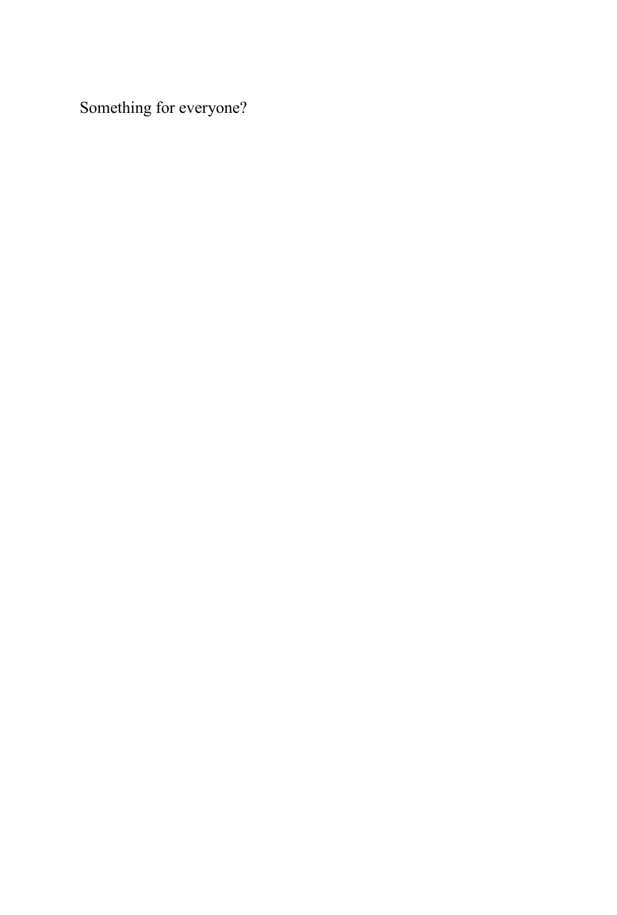Something for everyone?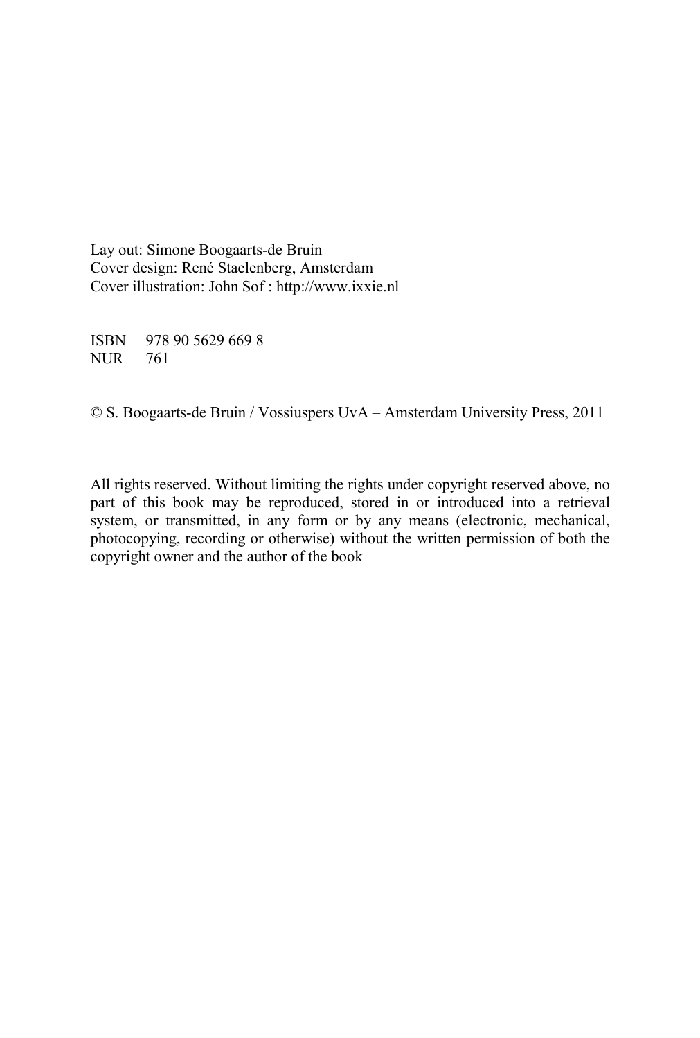Lay out: Simone Boogaarts-de Bruin
Cover design: René Staelenberg, Amsterdam
Cover illustration: John Sof : http://www.ixxie.nl

ISBN 978 90 5629 669 8
NUR 761

© S. Boogaarts-de Bruin / Vossiuspers UvA – Amsterdam University Press, 2011

All rights reserved. Without limiting the rights under copyright reserved above, no part of this book may be reproduced, stored in or introduced into a retrieval system, or transmitted, in any form or by any means (electronic, mechanical, photocopying, recording or otherwise) without the written permission of both the copyright owner and the author of the book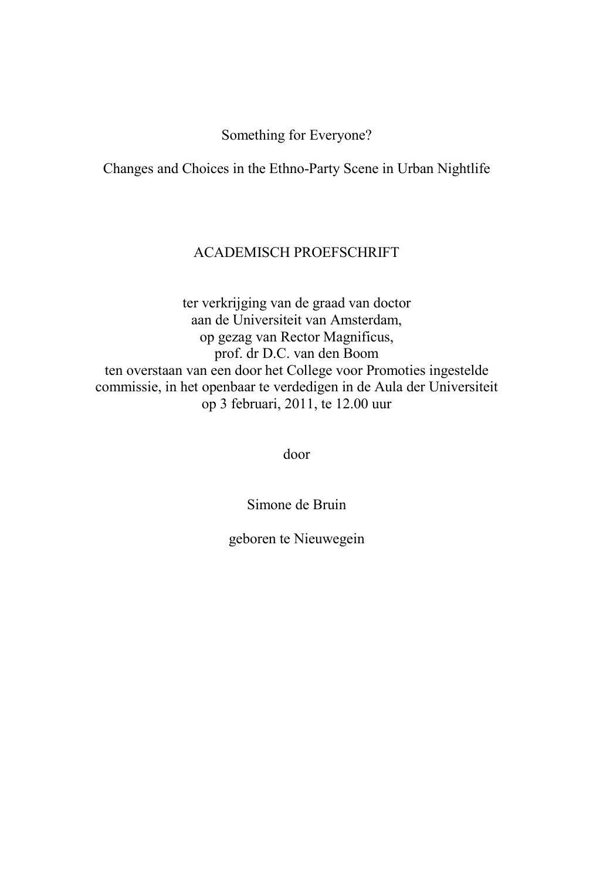Something for Everyone?

Changes and Choices in the Ethno-Party Scene in Urban Nightlife

ACADEMISCH PROEFSCHRIFT

ter verkrijging van de graad van doctor
aan de Universiteit van Amsterdam,
op gezag van Rector Magnificus,
prof. dr D.C. van den Boom
ten overstaan van een door het College voor Promoties ingestelde
commissie, in het openbaar te verdedigen in de Aula der Universiteit
op 3 februari, 2011, te 12.00 uur

door

Simone de Bruin

geboren te Nieuwegein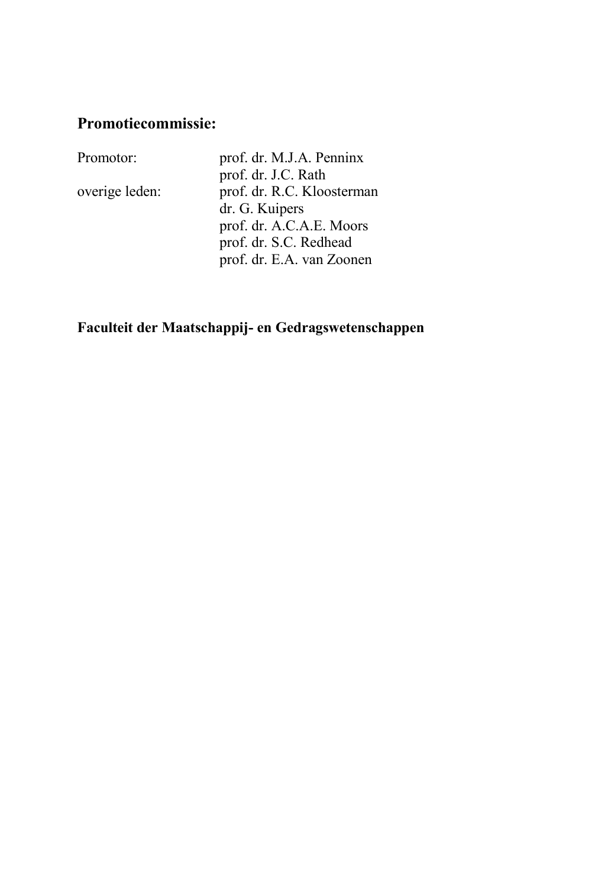## Promotiecommissie:

| | |
|---|---|
| Promotor: | prof. dr. M.J.A. Penninx |
| | prof. dr. J.C. Rath |
| overige leden: | prof. dr. R.C. Kloosterman |
| | dr. G. Kuipers |
| | prof. dr. A.C.A.E. Moors |
| | prof. dr. S.C. Redhead |
| | prof. dr. E.A. van Zoonen |

**Faculteit der Maatschappij- en Gedragswetenschappen**